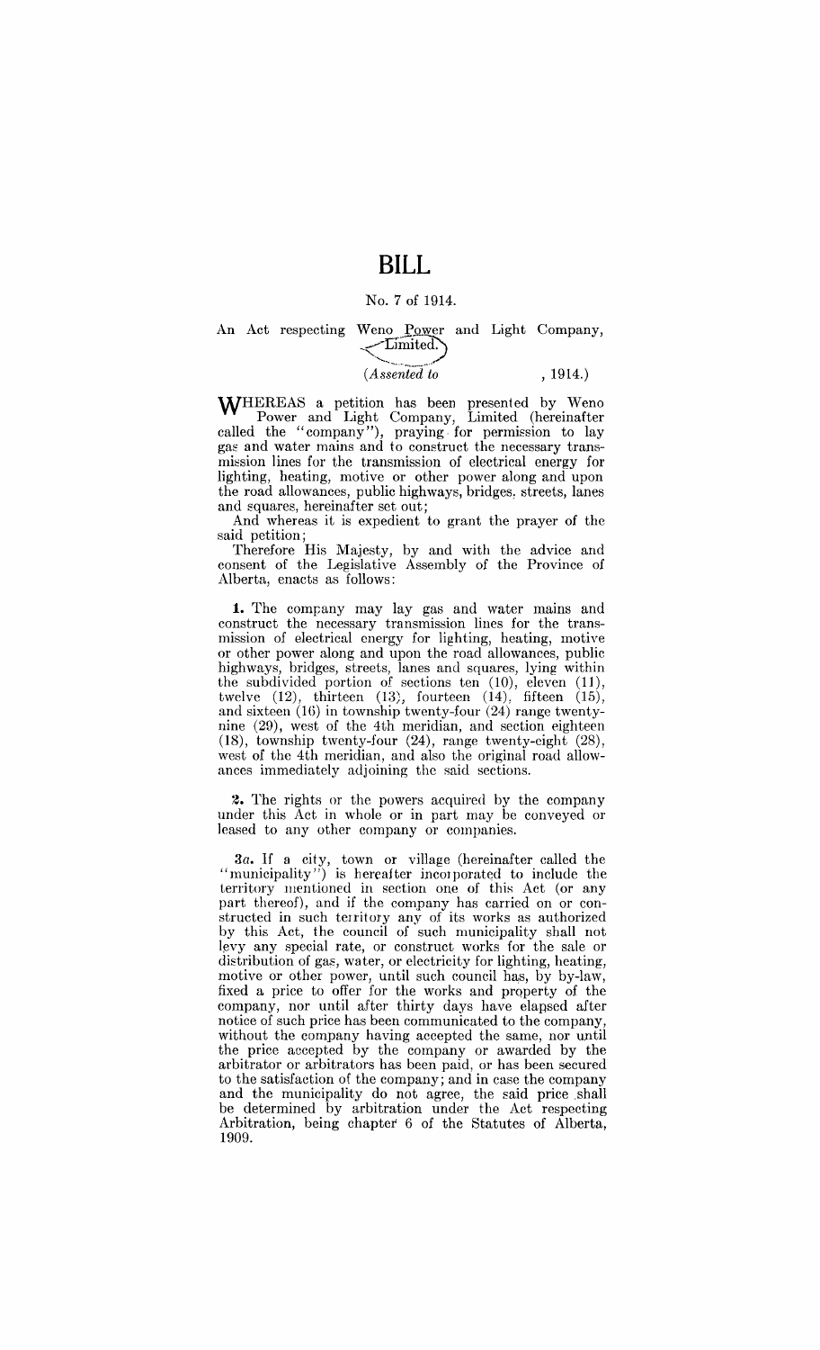# BILL

No. 7 of 1914.

An Act respecting Weno Power and Light Company, Limited.

(*Assented to* , 1914.)

WHEREAS a petition has been presented by Weno Power and Light Company, Limited (hereinafter called the "company"), praying for permission to lay gas and water mains and to construct the necessary transmission lines for the transmission of electrical energy for lighting, heating, motive or other power along and upon the road allowances, public highways, bridges, streets, lanes and squares, hereinafter set out;

And whereas it is expedient to grant the prayer of the said petition;

Therefore His Majesty, by and with the advice and consent of the Legislative Assembly of the Province of Alberta, enacts as follows:

**1.** The company may lay gas and water mains and construct the necessary transmission lines for the transmission of electrical energy for lighting, heating, motive or other power along and upon the road allowances, public highways, bridges, streets, lanes and squares, lying within the subdivided portion of sections ten (10), eleven (11), twelve (12), thirteen (13), fourteen (14), fifteen (15), and sixteen (16) in township twenty-four (24) range twenty-nine (29), west of the 4th meridian, and section eighteen (18), township twenty-four (24), range twenty-eight (28), west of the 4th meridian, and also the original road allowances immediately adjoining the said sections.

**2.** The rights or the powers acquired by the company under this Act in whole or in part may be conveyed or leased to any other company or companies.

**3a.** If a city, town or village (hereinafter called the "municipality") is hereafter incorporated to include the territory mentioned in section one of this Act (or any part thereof), and if the company has carried on or constructed in such territory any of its works as authorized by this Act, the council of such municipality shall not levy any special rate, or construct works for the sale or distribution of gas, water, or electricity for lighting, heating, motive or other power, until such council has, by by-law, fixed a price to offer for the works and property of the company, nor until after thirty days have elapsed after notice of such price has been communicated to the company, without the company having accepted the same, nor until the price accepted by the company or awarded by the arbitrator or arbitrators has been paid, or has been secured to the satisfaction of the company; and in case the company and the municipality do not agree, the said price shall be determined by arbitration under the Act respecting Arbitration, being chapter 6 of the Statutes of Alberta, 1909.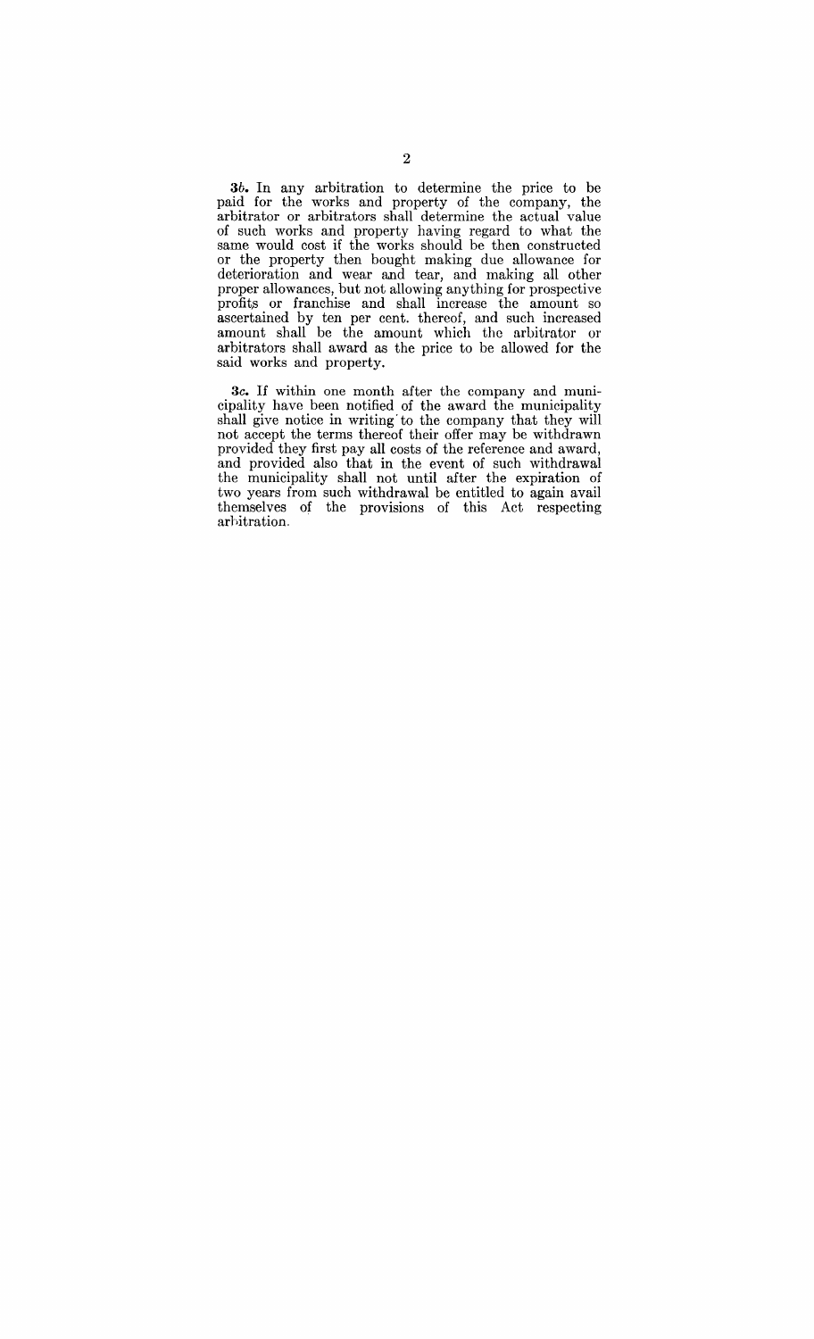**3b.** In any arbitration to determine the price to be paid for the works and property of the company, the arbitrator or arbitrators shall determine the actual value of such works and property having regard to what the same would cost if the works should be then constructed or the property then bought making due allowance for deterioration and wear and tear, and making all other proper allowances, but not allowing anything for prospective profits or franchise and shall increase the amount so ascertained by ten per cent. thereof, and such increased amount shall be the amount which the arbitrator or arbitrators shall award as the price to be allowed for the said works and property.

**3c.** If within one month after the company and municipality have been notified of the award the municipality shall give notice in writing to the company that they will not accept the terms thereof their offer may be withdrawn provided they first pay all costs of the reference and award, and provided also that in the event of such withdrawal the municipality shall not until after the expiration of two years from such withdrawal be entitled to again avail themselves of the provisions of this Act respecting arbitration.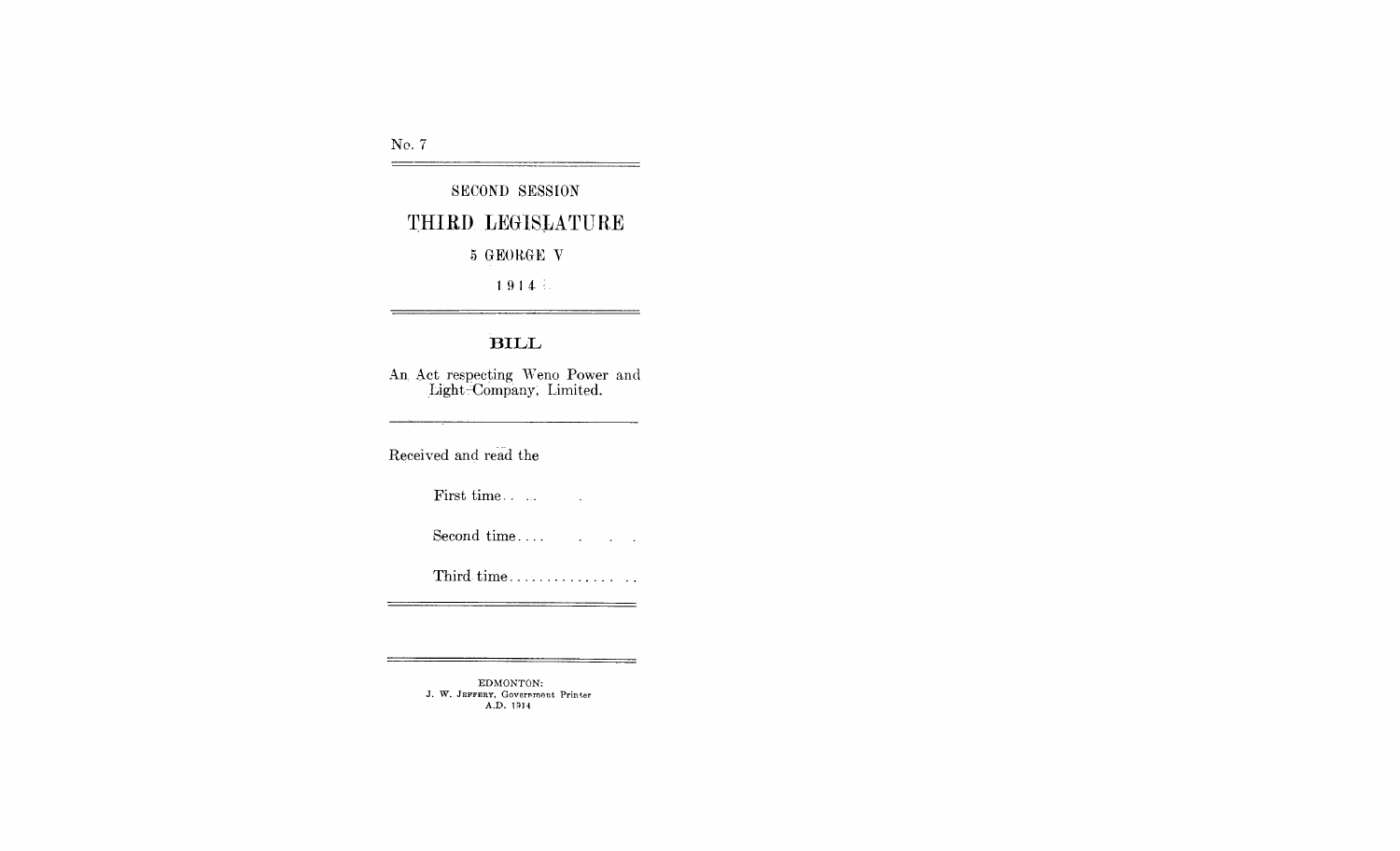No. 7

SECOND SESSION

# THIRD LEGISLATURE

5 GEORGE V

1914

## BILL

An Act respecting Weno Power and Light Company, Limited.

Received and read the

First time. . . .

Second time. . . .

Third time. . . . . . . . . . . . . . . .

EDMONTON:
J. W. JEFFERY, Government Printer
A.D. 1914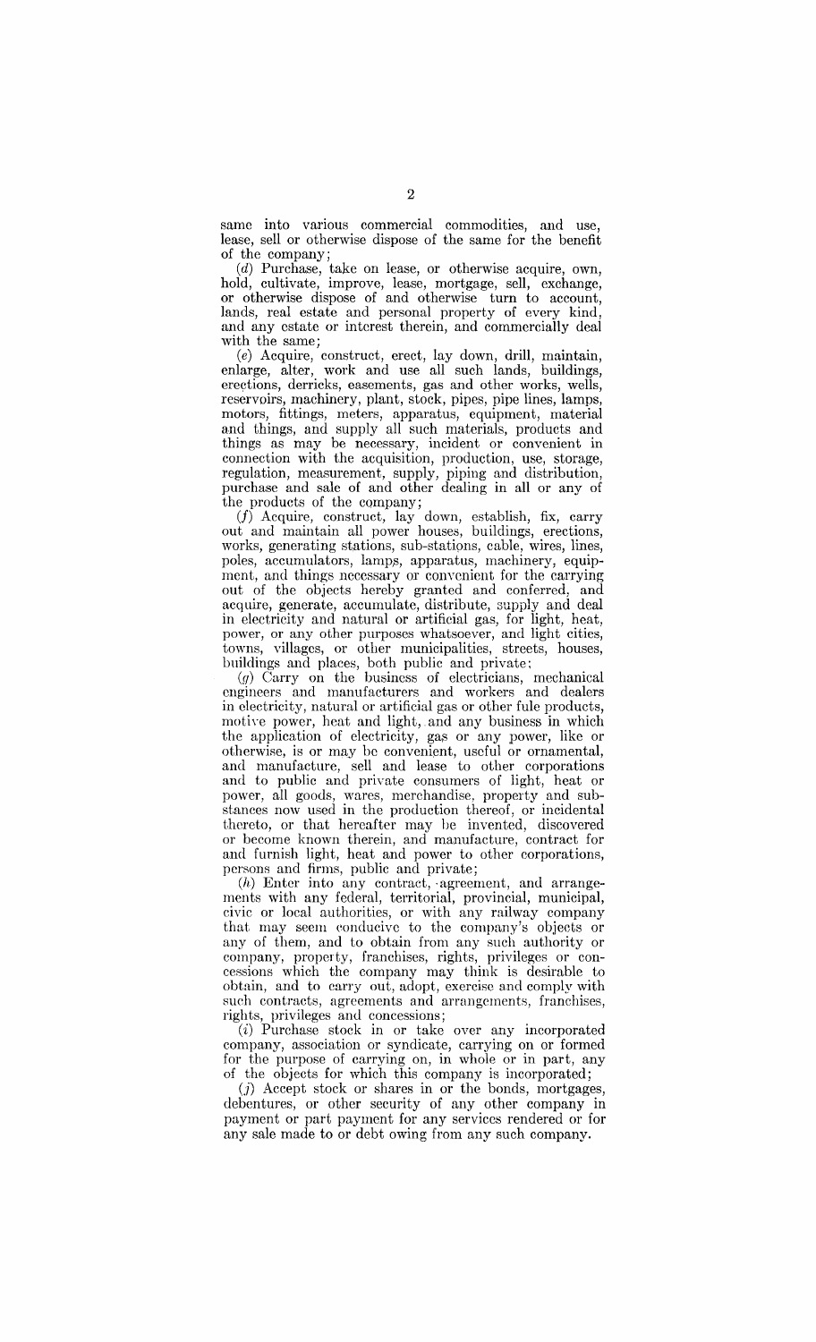same into various commercial commodities, and use, lease, sell or otherwise dispose of the same for the benefit of the company;

(*d*) Purchase, take on lease, or otherwise acquire, own, hold, cultivate, improve, lease, mortgage, sell, exchange, or otherwise dispose of and otherwise turn to account, lands, real estate and personal property of every kind, and any estate or interest therein, and commercially deal with the same;

(*e*) Acquire, construct, erect, lay down, drill, maintain, enlarge, alter, work and use all such lands, buildings, erections, derricks, easements, gas and other works, wells, reservoirs, machinery, plant, stock, pipes, pipe lines, lamps, motors, fittings, meters, apparatus, equipment, material and things, and supply all such materials, products and things as may be necessary, incident or convenient in connection with the acquisition, production, use, storage, regulation, measurement, supply, piping and distribution, purchase and sale of and other dealing in all or any of the products of the company;

(*f*) Acquire, construct, lay down, establish, fix, carry out and maintain all power houses, buildings, erections, works, generating stations, sub-stations, cable, wires, lines, poles, accumulators, lamps, apparatus, machinery, equipment, and things necessary or convenient for the carrying out of the objects hereby granted and conferred, and acquire, generate, accumulate, distribute, supply and deal in electricity and natural or artificial gas, for light, heat, power, or any other purposes whatsoever, and light cities, towns, villages, or other municipalities, streets, houses, buildings and places, both public and private;

(*g*) Carry on the business of electricians, mechanical engineers and manufacturers and workers and dealers in electricity, natural or artificial gas or other fule products, motive power, heat and light, and any business in which the application of electricity, gas or any power, like or otherwise, is or may be convenient, useful or ornamental, and manufacture, sell and lease to other corporations and to public and private consumers of light, heat or power, all goods, wares, merchandise, property and substances now used in the production thereof, or incidental thereto, or that hereafter may be invented, discovered or become known therein, and manufacture, contract for and furnish light, heat and power to other corporations, persons and firms, public and private;

(*h*) Enter into any contract, agreement, and arrangements with any federal, territorial, provincial, municipal, civic or local authorities, or with any railway company that may seem conducive to the company's objects or any of them, and to obtain from any such authority or company, property, franchises, rights, privileges or concessions which the company may think is desirable to obtain, and to carry out, adopt, exercise and comply with such contracts, agreements and arrangements, franchises, rights, privileges and concessions;

(*i*) Purchase stock in or take over any incorporated company, association or syndicate, carrying on or formed for the purpose of carrying on, in whole or in part, any of the objects for which this company is incorporated;

(*j*) Accept stock or shares in or the bonds, mortgages, debentures, or other security of any other company in payment or part payment for any services rendered or for any sale made to or debt owing from any such company.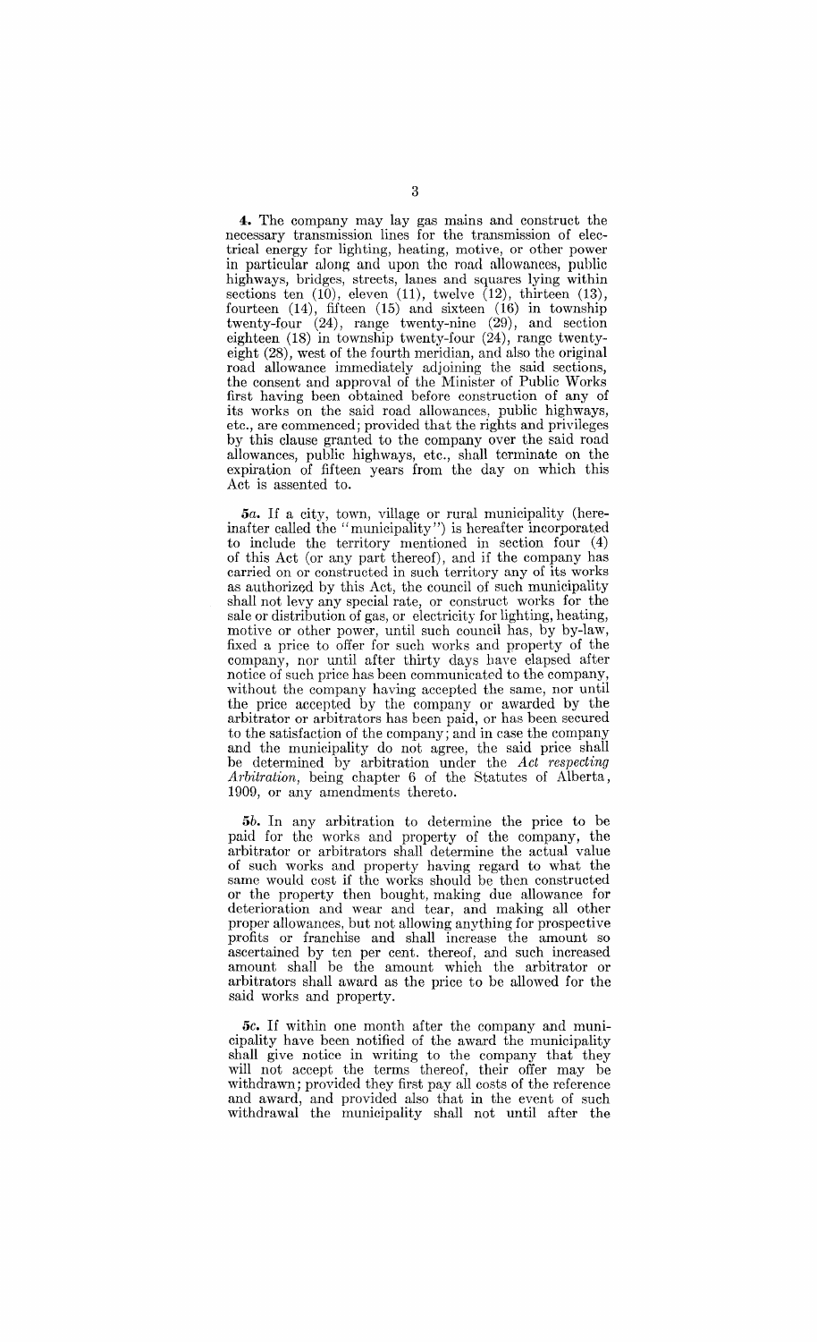**4.** The company may lay gas mains and construct the necessary transmission lines for the transmission of electrical energy for lighting, heating, motive, or other power in particular along and upon the road allowances, public highways, bridges, streets, lanes and squares lying within sections ten (10), eleven (11), twelve (12), thirteen (13), fourteen (14), fifteen (15) and sixteen (16) in township twenty-four (24), range twenty-nine (29), and section eighteen (18) in township twenty-four (24), range twenty-eight (28), west of the fourth meridian, and also the original road allowance immediately adjoining the said sections, the consent and approval of the Minister of Public Works first having been obtained before construction of any of its works on the said road allowances, public highways, etc., are commenced; provided that the rights and privileges by this clause granted to the company over the said road allowances, public highways, etc., shall terminate on the expiration of fifteen years from the day on which this Act is assented to.

**5*a*.** If a city, town, village or rural municipality (hereinafter called the "municipality") is hereafter incorporated to include the territory mentioned in section four (4) of this Act (or any part thereof), and if the company has carried on or constructed in such territory any of its works as authorized by this Act, the council of such municipality shall not levy any special rate, or construct works for the sale or distribution of gas, or electricity for lighting, heating, motive or other power, until such council has, by by-law, fixed a price to offer for such works and property of the company, nor until after thirty days have elapsed after notice of such price has been communicated to the company, without the company having accepted the same, nor until the price accepted by the company or awarded by the arbitrator or arbitrators has been paid, or has been secured to the satisfaction of the company; and in case the company and the municipality do not agree, the said price shall be determined by arbitration under the *Act respecting Arbitration*, being chapter 6 of the Statutes of Alberta, 1909, or any amendments thereto.

**5*b*.** In any arbitration to determine the price to be paid for the works and property of the company, the arbitrator or arbitrators shall determine the actual value of such works and property having regard to what the same would cost if the works should be then constructed or the property then bought, making due allowance for deterioration and wear and tear, and making all other proper allowances, but not allowing anything for prospective profits or franchise and shall increase the amount so ascertained by ten per cent. thereof, and such increased amount shall be the amount which the arbitrator or arbitrators shall award as the price to be allowed for the said works and property.

**5*c*.** If within one month after the company and municipality have been notified of the award the municipality shall give notice in writing to the company that they will not accept the terms thereof, their offer may be withdrawn; provided they first pay all costs of the reference and award, and provided also that in the event of such withdrawal the municipality shall not until after the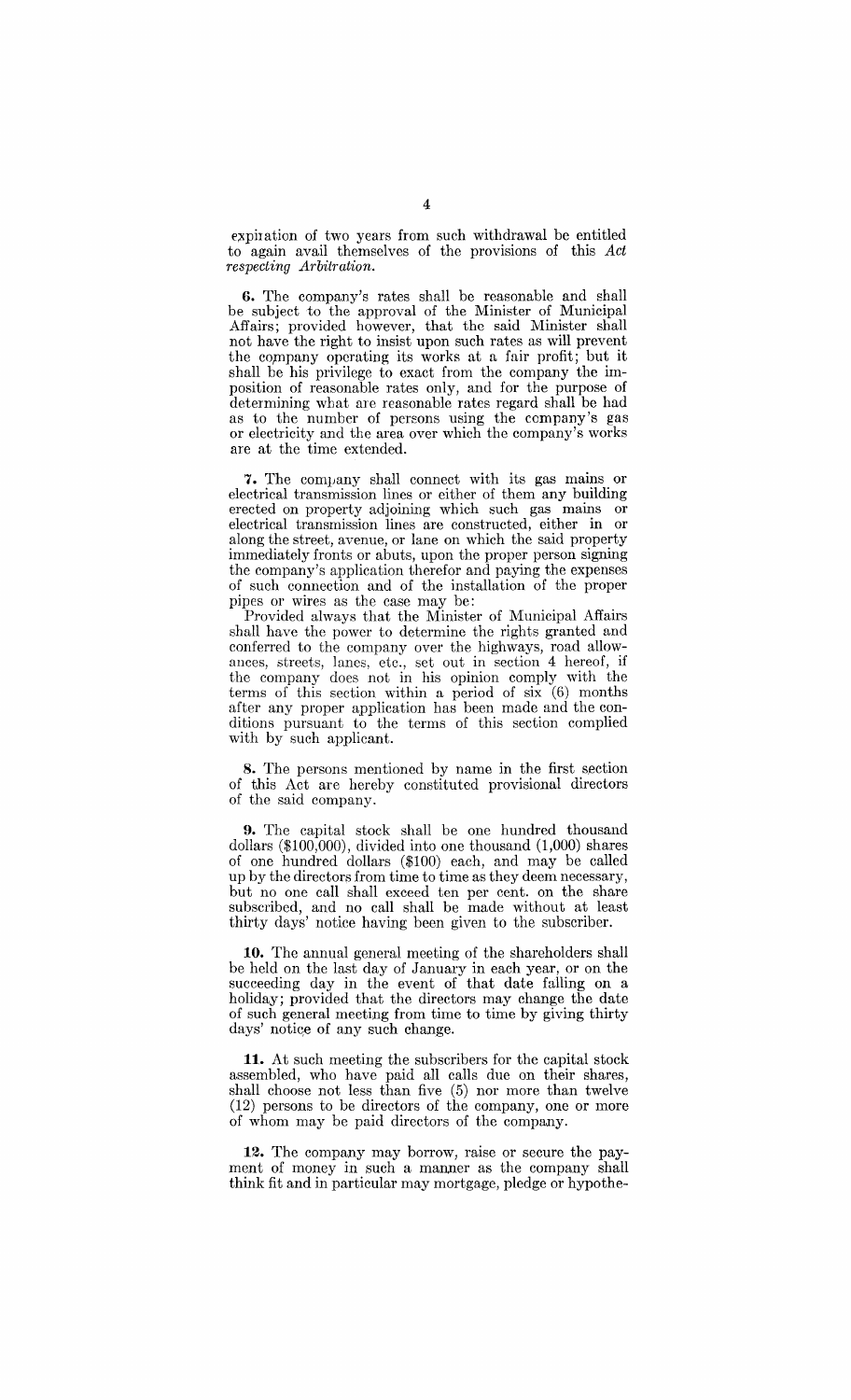expiration of two years from such withdrawal be entitled to again avail themselves of the provisions of this *Act respecting Arbitration.*

**6.** The company's rates shall be reasonable and shall be subject to the approval of the Minister of Municipal Affairs; provided however, that the said Minister shall not have the right to insist upon such rates as will prevent the company operating its works at a fair profit; but it shall be his privilege to exact from the company the imposition of reasonable rates only, and for the purpose of determining what are reasonable rates regard shall be had as to the number of persons using the company's gas or electricity and the area over which the company's works are at the time extended.

**7.** The company shall connect with its gas mains or electrical transmission lines or either of them any building erected on property adjoining which such gas mains or electrical transmission lines are constructed, either in or along the street, avenue, or lane on which the said property immediately fronts or abuts, upon the proper person signing the company's application therefor and paying the expenses of such connection and of the installation of the proper pipes or wires as the case may be:

Provided always that the Minister of Municipal Affairs shall have the power to determine the rights granted and conferred to the company over the highways, road allowances, streets, lanes, etc., set out in section 4 hereof, if the company does not in his opinion comply with the terms of this section within a period of six (6) months after any proper application has been made and the conditions pursuant to the terms of this section complied with by such applicant.

**8.** The persons mentioned by name in the first section of this Act are hereby constituted provisional directors of the said company.

**9.** The capital stock shall be one hundred thousand dollars ($100,000), divided into one thousand (1,000) shares of one hundred dollars ($100) each, and may be called up by the directors from time to time as they deem necessary, but no one call shall exceed ten per cent. on the share subscribed, and no call shall be made without at least thirty days' notice having been given to the subscriber.

**10.** The annual general meeting of the shareholders shall be held on the last day of January in each year, or on the succeeding day in the event of that date falling on a holiday; provided that the directors may change the date of such general meeting from time to time by giving thirty days' notice of any such change.

**11.** At such meeting the subscribers for the capital stock assembled, who have paid all calls due on their shares, shall choose not less than five (5) nor more than twelve (12) persons to be directors of the company, one or more of whom may be paid directors of the company.

**12.** The company may borrow, raise or secure the payment of money in such a manner as the company shall think fit and in particular may mortgage, pledge or hypothe-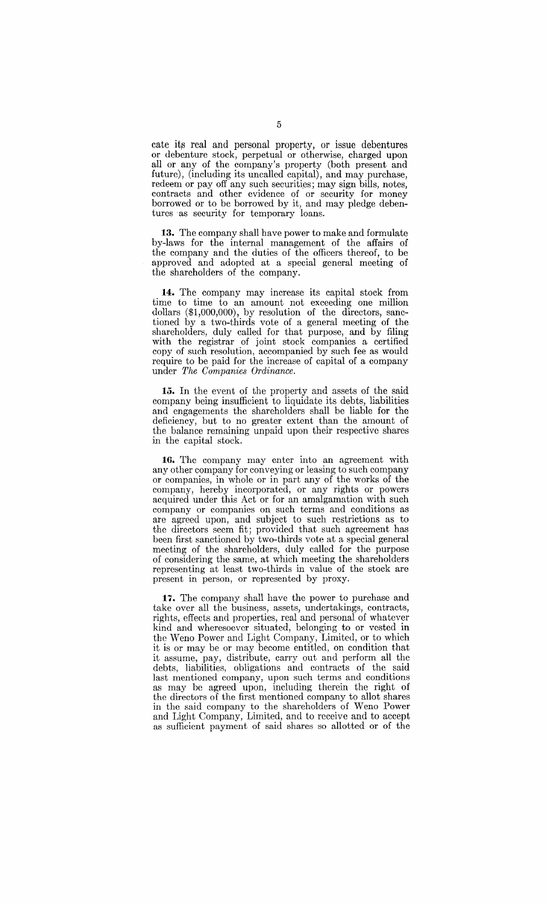cate its real and personal property, or issue debentures or debenture stock, perpetual or otherwise, charged upon all or any of the company's property (both present and future), (including its uncalled capital), and may purchase, redeem or pay off any such securities; may sign bills, notes, contracts and other evidence of or security for money borrowed or to be borrowed by it, and may pledge debentures as security for temporary loans.

**13.** The company shall have power to make and formulate by-laws for the internal management of the affairs of the company and the duties of the officers thereof, to be approved and adopted at a special general meeting of the shareholders of the company.

**14.** The company may increase its capital stock from time to time to an amount not exceeding one million dollars ($1,000,000), by resolution of the directors, sanctioned by a two-thirds vote of a general meeting of the shareholders, duly called for that purpose, and by filing with the registrar of joint stock companies a certified copy of such resolution, accompanied by such fee as would require to be paid for the increase of capital of a company under *The Companies Ordinance*.

**15.** In the event of the property and assets of the said company being insufficient to liquidate its debts, liabilities and engagements the shareholders shall be liable for the deficiency, but to no greater extent than the amount of the balance remaining unpaid upon their respective shares in the capital stock.

**16.** The company may enter into an agreement with any other company for conveying or leasing to such company or companies, in whole or in part any of the works of the company, hereby incorporated, or any rights or powers acquired under this Act or for an amalgamation with such company or companies on such terms and conditions as are agreed upon, and subject to such restrictions as to the directors seem fit; provided that such agreement has been first sanctioned by two-thirds vote at a special general meeting of the shareholders, duly called for the purpose of considering the same, at which meeting the shareholders representing at least two-thirds in value of the stock are present in person, or represented by proxy.

**17.** The company shall have the power to purchase and take over all the business, assets, undertakings, contracts, rights, effects and properties, real and personal of whatever kind and wheresoever situated, belonging to or vested in the Weno Power and Light Company, Limited, or to which it is or may be or may become entitled, on condition that it assume, pay, distribute, carry out and perform all the debts, liabilities, obligations and contracts of the said last mentioned company, upon such terms and conditions as may be agreed upon, including therein the right of the directors of the first mentioned company to allot shares in the said company to the shareholders of Weno Power and Light Company, Limited, and to receive and to accept as sufficient payment of said shares so allotted or of the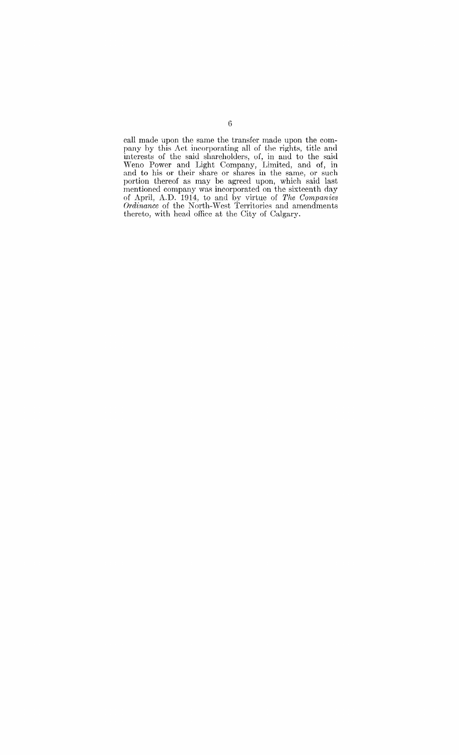call made upon the same the transfer made upon the company by this Act incorporating all of the rights, title and interests of the said shareholders, of, in and to the said Weno Power and Light Company, Limited, and of, in and to his or their share or shares in the same, or such portion thereof as may be agreed upon, which said last mentioned company was incorporated on the sixteenth day of April, A.D. 1914, to and by virtue of *The Companies Ordinance* of the North-West Territories and amendments thereto, with head office at the City of Calgary.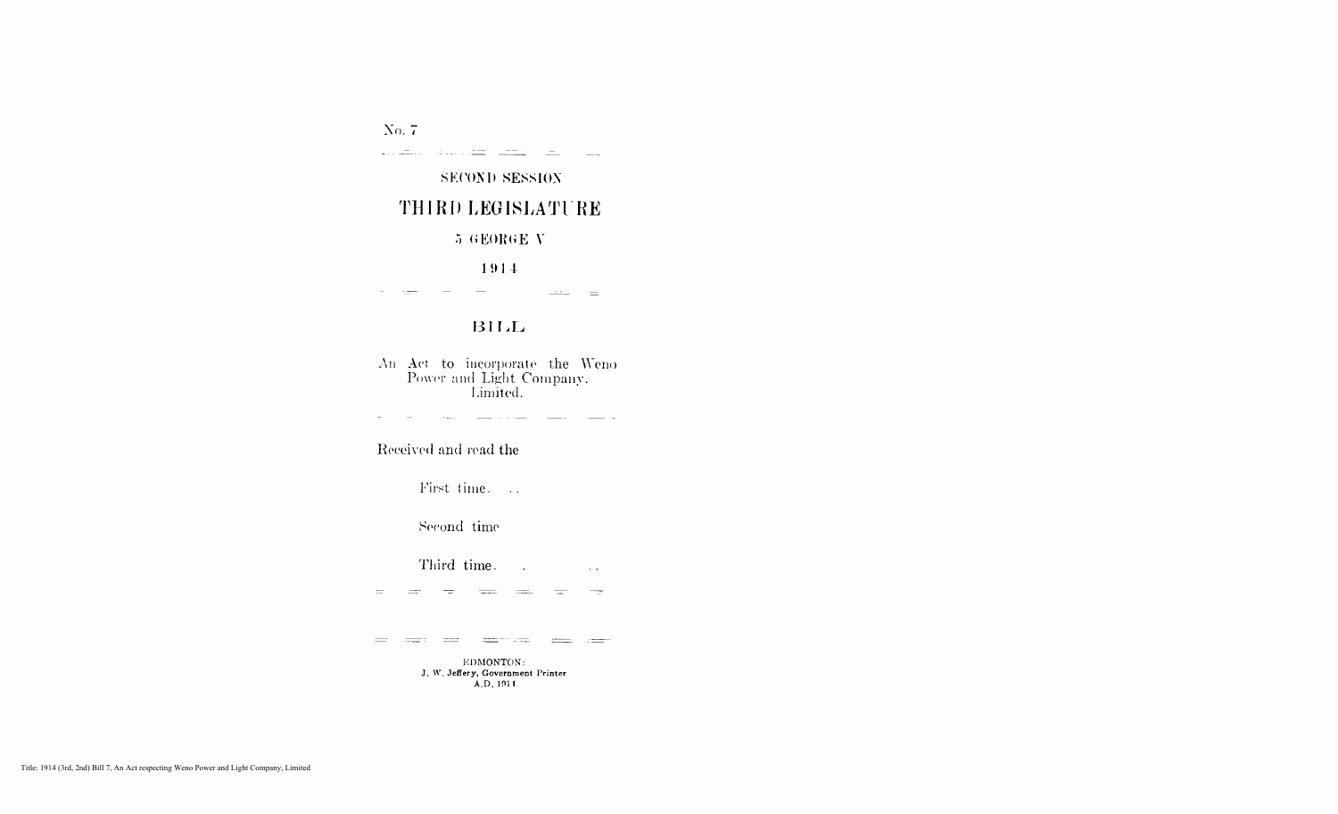No. 7

SECOND SESSION

# THIRD LEGISLATURE

5 GEORGE V

1914

## BILL

An Act to incorporate the Weno Power and Light Company, Limited.

Received and read the

First time. ..

Second time

Third time. . ..

EDMONTON:
J. W. Jeffery, Government Printer
A.D. 1914

Title: 1914 (3rd, 2nd) Bill 7, An Act respecting Weno Power and Light Company, Limited